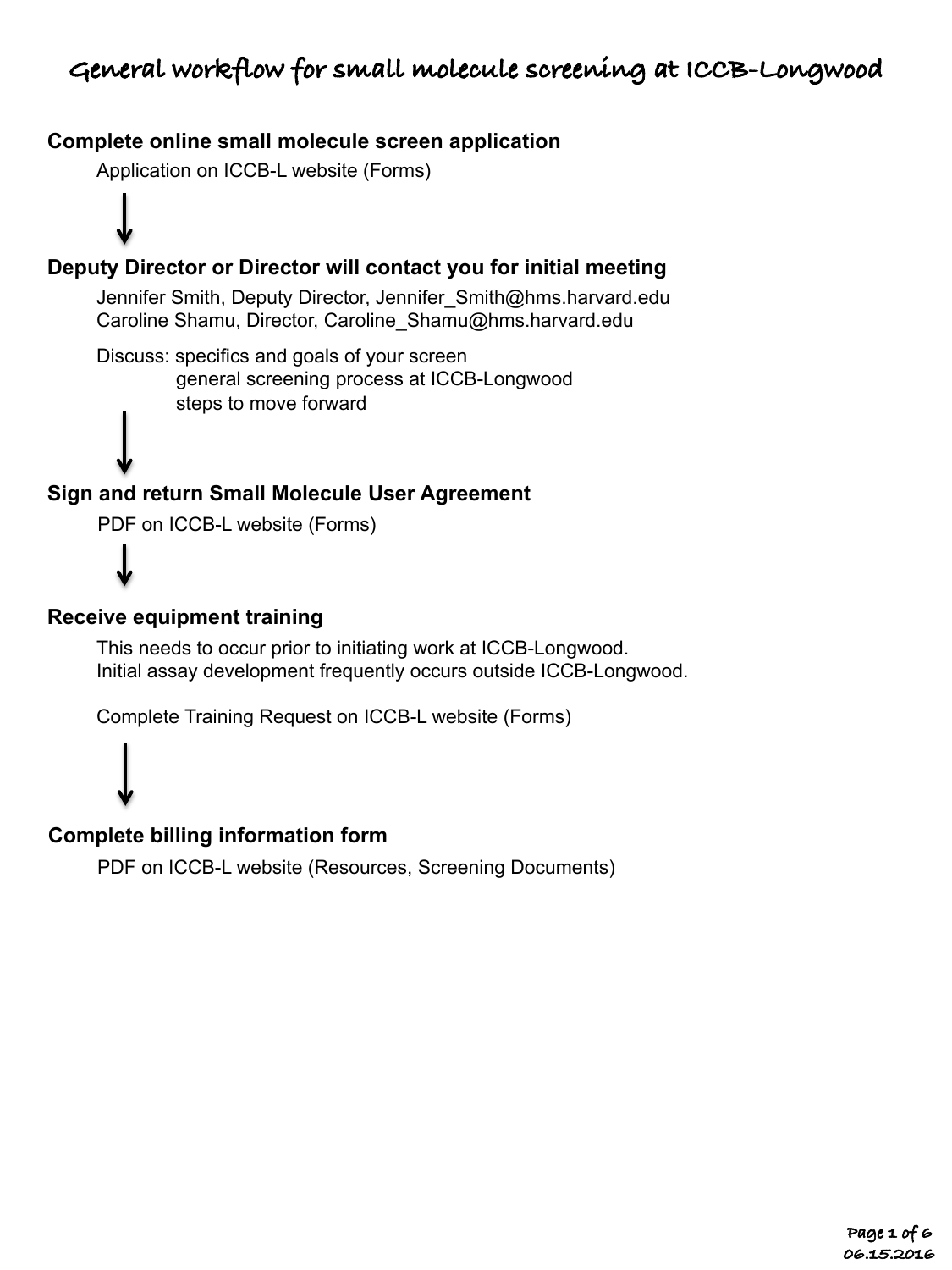# General workflow for small molecule screening at ICCB-Longwood

## Complete online small molecule screen application

Application on ICCB-L website (Forms)

↓

## Deputy Director or Director will contact you for initial meeting

Jennifer Smith, Deputy Director, Jennifer_Smith@hms.harvard.edu
Caroline Shamu, Director, Caroline_Shamu@hms.harvard.edu

Discuss: specifics and goals of your screen
general screening process at ICCB-Longwood
steps to move forward

↓

## Sign and return Small Molecule User Agreement

PDF on ICCB-L website (Forms)

↓

## Receive equipment training

This needs to occur prior to initiating work at ICCB-Longwood.
Initial assay development frequently occurs outside ICCB-Longwood.

Complete Training Request on ICCB-L website (Forms)

↓

## Complete billing information form

PDF on ICCB-L website (Resources, Screening Documents)

06.15.2016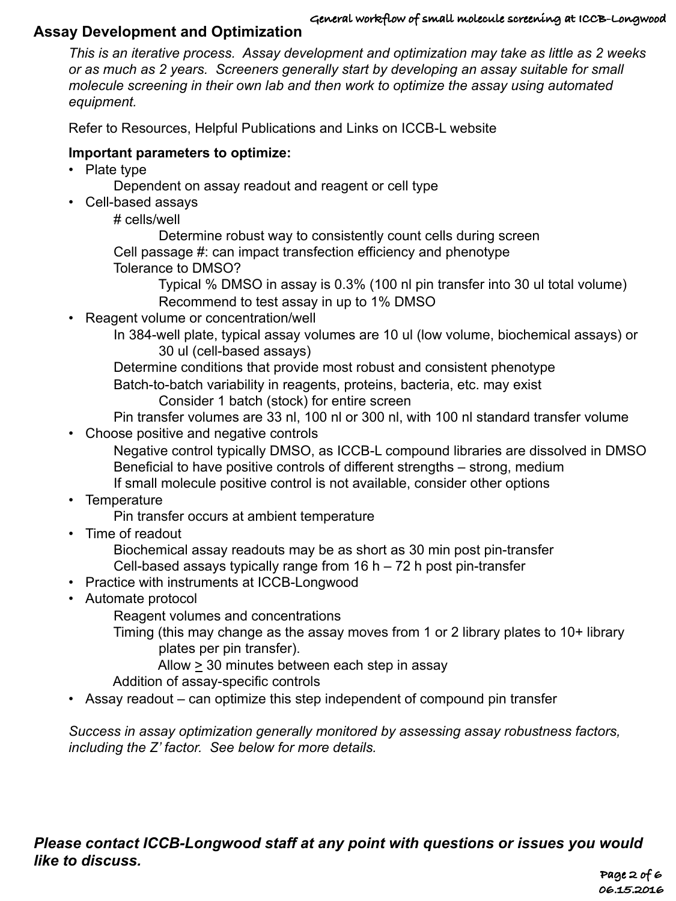## Assay Development and Optimization

*This is an iterative process. Assay development and optimization may take as little as 2 weeks or as much as 2 years. Screeners generally start by developing an assay suitable for small molecule screening in their own lab and then work to optimize the assay using automated equipment.*

Refer to Resources, Helpful Publications and Links on ICCB-L website

**Important parameters to optimize:**

- Plate type
  - Dependent on assay readout and reagent or cell type
- Cell-based assays
  - # cells/well
    - Determine robust way to consistently count cells during screen
  - Cell passage #: can impact transfection efficiency and phenotype
  - Tolerance to DMSO?
    - Typical % DMSO in assay is 0.3% (100 nl pin transfer into 30 ul total volume)
    - Recommend to test assay in up to 1% DMSO
- Reagent volume or concentration/well
  - In 384-well plate, typical assay volumes are 10 ul (low volume, biochemical assays) or 30 ul (cell-based assays)
  - Determine conditions that provide most robust and consistent phenotype
  - Batch-to-batch variability in reagents, proteins, bacteria, etc. may exist
    - Consider 1 batch (stock) for entire screen
  - Pin transfer volumes are 33 nl, 100 nl or 300 nl, with 100 nl standard transfer volume
- Choose positive and negative controls
  - Negative control typically DMSO, as ICCB-L compound libraries are dissolved in DMSO
  - Beneficial to have positive controls of different strengths – strong, medium
  - If small molecule positive control is not available, consider other options
- Temperature
  - Pin transfer occurs at ambient temperature
- Time of readout
  - Biochemical assay readouts may be as short as 30 min post pin-transfer
  - Cell-based assays typically range from 16 h – 72 h post pin-transfer
- Practice with instruments at ICCB-Longwood
- Automate protocol
  - Reagent volumes and concentrations
  - Timing (this may change as the assay moves from 1 or 2 library plates to 10+ library plates per pin transfer).
    - Allow ≥ 30 minutes between each step in assay
  - Addition of assay-specific controls
- Assay readout – can optimize this step independent of compound pin transfer

*Success in assay optimization generally monitored by assessing assay robustness factors, including the Z' factor. See below for more details.*

***Please contact ICCB-Longwood staff at any point with questions or issues you would like to discuss.***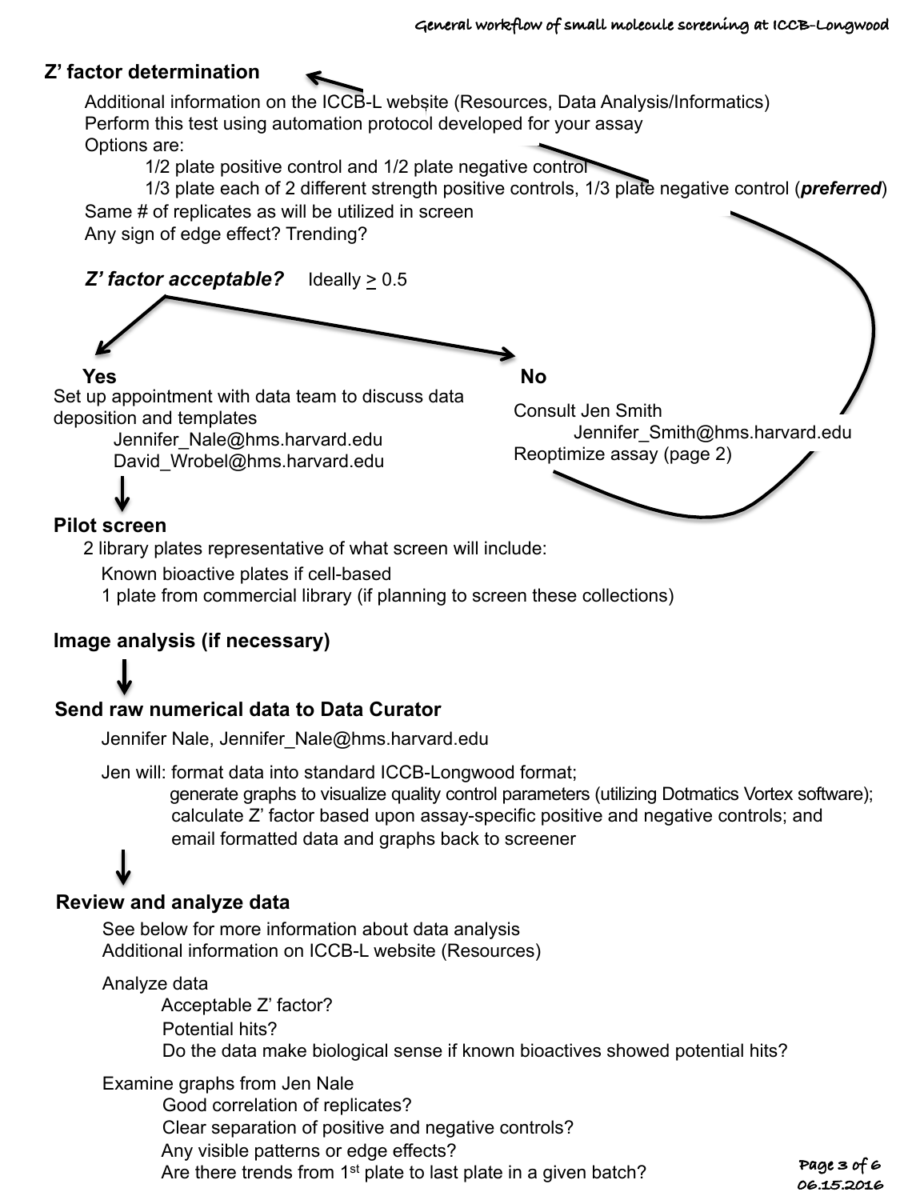## Z' factor determination

- Additional information on the ICCB-L website (Resources, Data Analysis/Informatics)
- Perform this test using automation protocol developed for your assay
- Options are:
  - 1/2 plate positive control and 1/2 plate negative control
  - 1/3 plate each of 2 different strength positive controls, 1/3 plate negative control (***preferred***)
- Same # of replicates as will be utilized in screen
- Any sign of edge effect? Trending?

### *Z' factor acceptable?* Ideally ≥ 0.5

**Yes**

Set up appointment with data team to discuss data deposition and templates

- Jennifer_Nale@hms.harvard.edu
- David_Wrobel@hms.harvard.edu

**No**

Consult Jen Smith

- Jennifer_Smith@hms.harvard.edu

Reoptimize assay (page 2)

## Pilot screen

2 library plates representative of what screen will include:

- Known bioactive plates if cell-based
- 1 plate from commercial library (if planning to screen these collections)

## Image analysis (if necessary)

## Send raw numerical data to Data Curator

Jennifer Nale, Jennifer_Nale@hms.harvard.edu

Jen will: format data into standard ICCB-Longwood format;
- generate graphs to visualize quality control parameters (utilizing Dotmatics Vortex software);
- calculate Z' factor based upon assay-specific positive and negative controls; and
- email formatted data and graphs back to screener

## Review and analyze data

See below for more information about data analysis
Additional information on ICCB-L website (Resources)

Analyze data

- Acceptable Z' factor?
- Potential hits?
- Do the data make biological sense if known bioactives showed potential hits?

Examine graphs from Jen Nale

- Good correlation of replicates?
- Clear separation of positive and negative controls?
- Any visible patterns or edge effects?
- Are there trends from 1st plate to last plate in a given batch?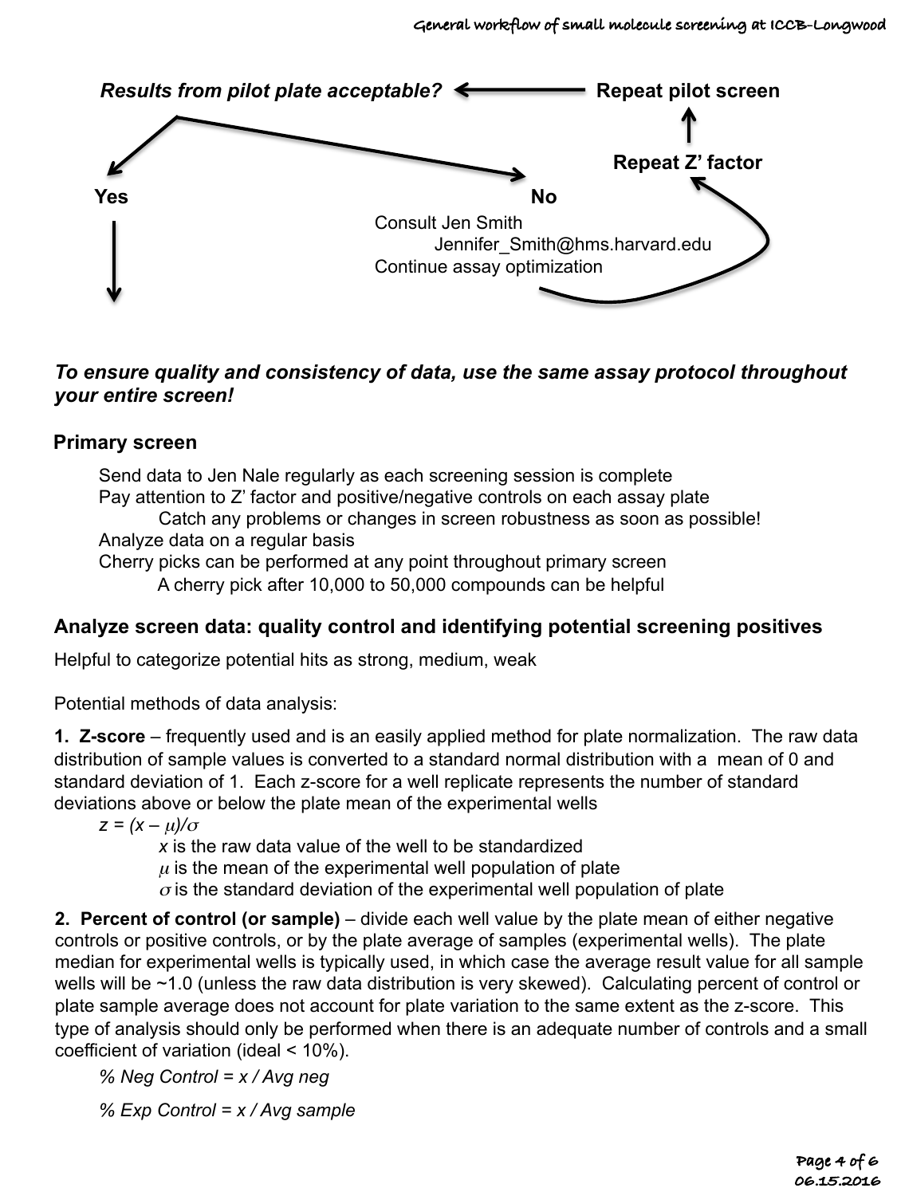***Results from pilot plate acceptable?*** ← **Repeat pilot screen**

↑

**Repeat Z' factor**

**Yes**

**No**

Consult Jen Smith
Jennifer_Smith@hms.harvard.edu
Continue assay optimization

***To ensure quality and consistency of data, use the same assay protocol throughout your entire screen!***

## Primary screen

Send data to Jen Nale regularly as each screening session is complete
Pay attention to Z' factor and positive/negative controls on each assay plate
    Catch any problems or changes in screen robustness as soon as possible!
Analyze data on a regular basis
Cherry picks can be performed at any point throughout primary screen
    A cherry pick after 10,000 to 50,000 compounds can be helpful

## Analyze screen data: quality control and identifying potential screening positives

Helpful to categorize potential hits as strong, medium, weak

Potential methods of data analysis:

**1. Z-score** – frequently used and is an easily applied method for plate normalization. The raw data distribution of sample values is converted to a standard normal distribution with a mean of 0 and standard deviation of 1. Each z-score for a well replicate represents the number of standard deviations above or below the plate mean of the experimental wells

$z = (x - \mu)/\sigma$

- $x$ is the raw data value of the well to be standardized
- $\mu$ is the mean of the experimental well population of plate
- $\sigma$ is the standard deviation of the experimental well population of plate

**2. Percent of control (or sample)** – divide each well value by the plate mean of either negative controls or positive controls, or by the plate average of samples (experimental wells). The plate median for experimental wells is typically used, in which case the average result value for all sample wells will be ~1.0 (unless the raw data distribution is very skewed). Calculating percent of control or plate sample average does not account for plate variation to the same extent as the z-score. This type of analysis should only be performed when there is an adequate number of controls and a small coefficient of variation (ideal < 10%).

*% Neg Control = x / Avg neg*

*% Exp Control = x / Avg sample*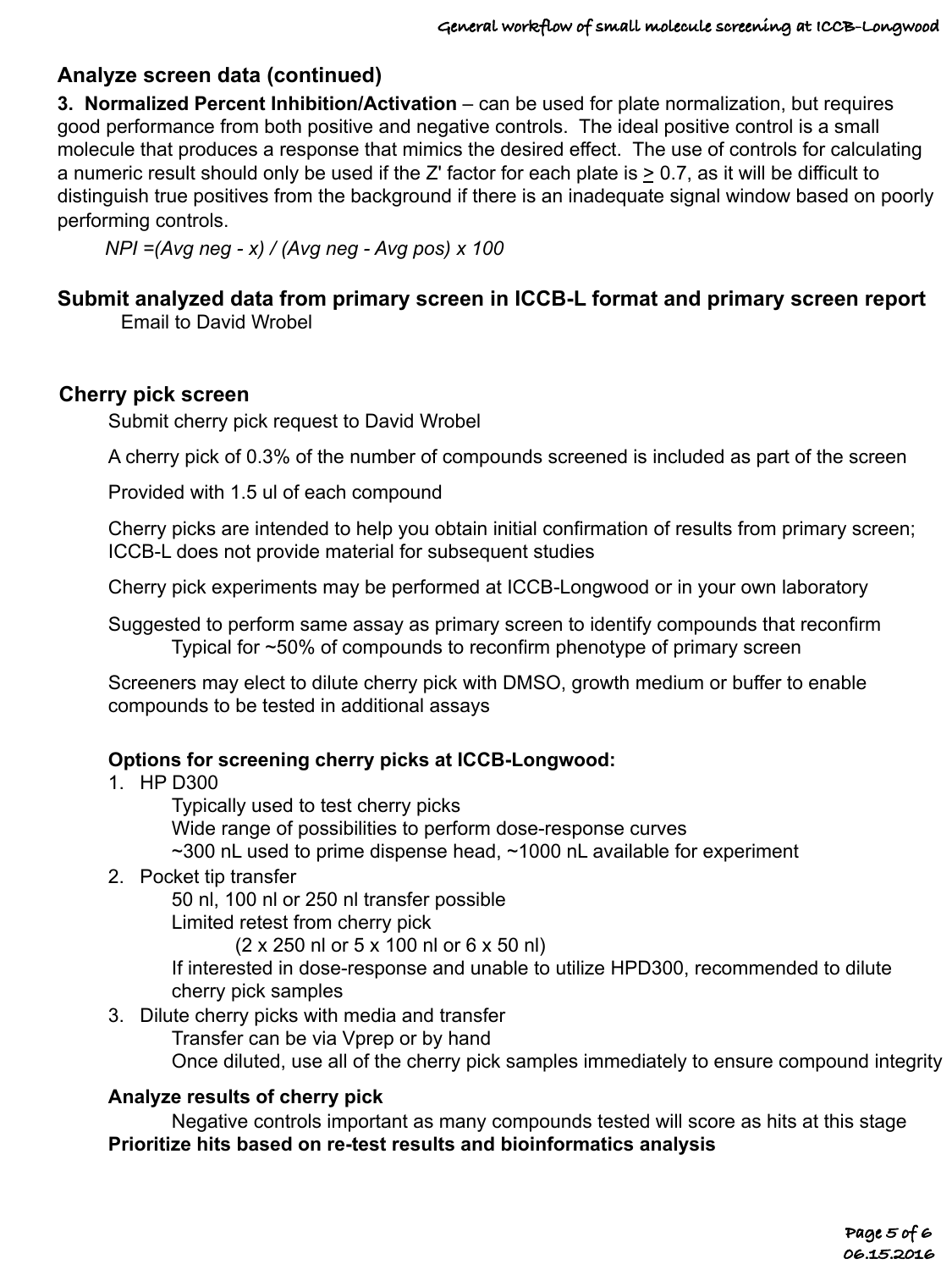## Analyze screen data (continued)

**3. Normalized Percent Inhibition/Activation** – can be used for plate normalization, but requires good performance from both positive and negative controls. The ideal positive control is a small molecule that produces a response that mimics the desired effect. The use of controls for calculating a numeric result should only be used if the Z' factor for each plate is $\geq$ 0.7, as it will be difficult to distinguish true positives from the background if there is an inadequate signal window based on poorly performing controls.

*NPI =(Avg neg - x) / (Avg neg - Avg pos) x 100*

## Submit analyzed data from primary screen in ICCB-L format and primary screen report

Email to David Wrobel

## Cherry pick screen

Submit cherry pick request to David Wrobel

A cherry pick of 0.3% of the number of compounds screened is included as part of the screen

Provided with 1.5 ul of each compound

Cherry picks are intended to help you obtain initial confirmation of results from primary screen; ICCB-L does not provide material for subsequent studies

Cherry pick experiments may be performed at ICCB-Longwood or in your own laboratory

Suggested to perform same assay as primary screen to identify compounds that reconfirm
- Typical for ~50% of compounds to reconfirm phenotype of primary screen

Screeners may elect to dilute cherry pick with DMSO, growth medium or buffer to enable compounds to be tested in additional assays

**Options for screening cherry picks at ICCB-Longwood:**

1. HP D300
   - Typically used to test cherry picks
   - Wide range of possibilities to perform dose-response curves
   - ~300 nL used to prime dispense head, ~1000 nL available for experiment
2. Pocket tip transfer
   - 50 nl, 100 nl or 250 nl transfer possible
   - Limited retest from cherry pick
     - (2 x 250 nl or 5 x 100 nl or 6 x 50 nl)
   - If interested in dose-response and unable to utilize HPD300, recommended to dilute cherry pick samples
3. Dilute cherry picks with media and transfer
   - Transfer can be via Vprep or by hand
   - Once diluted, use all of the cherry pick samples immediately to ensure compound integrity

**Analyze results of cherry pick**

Negative controls important as many compounds tested will score as hits at this stage

**Prioritize hits based on re-test results and bioinformatics analysis**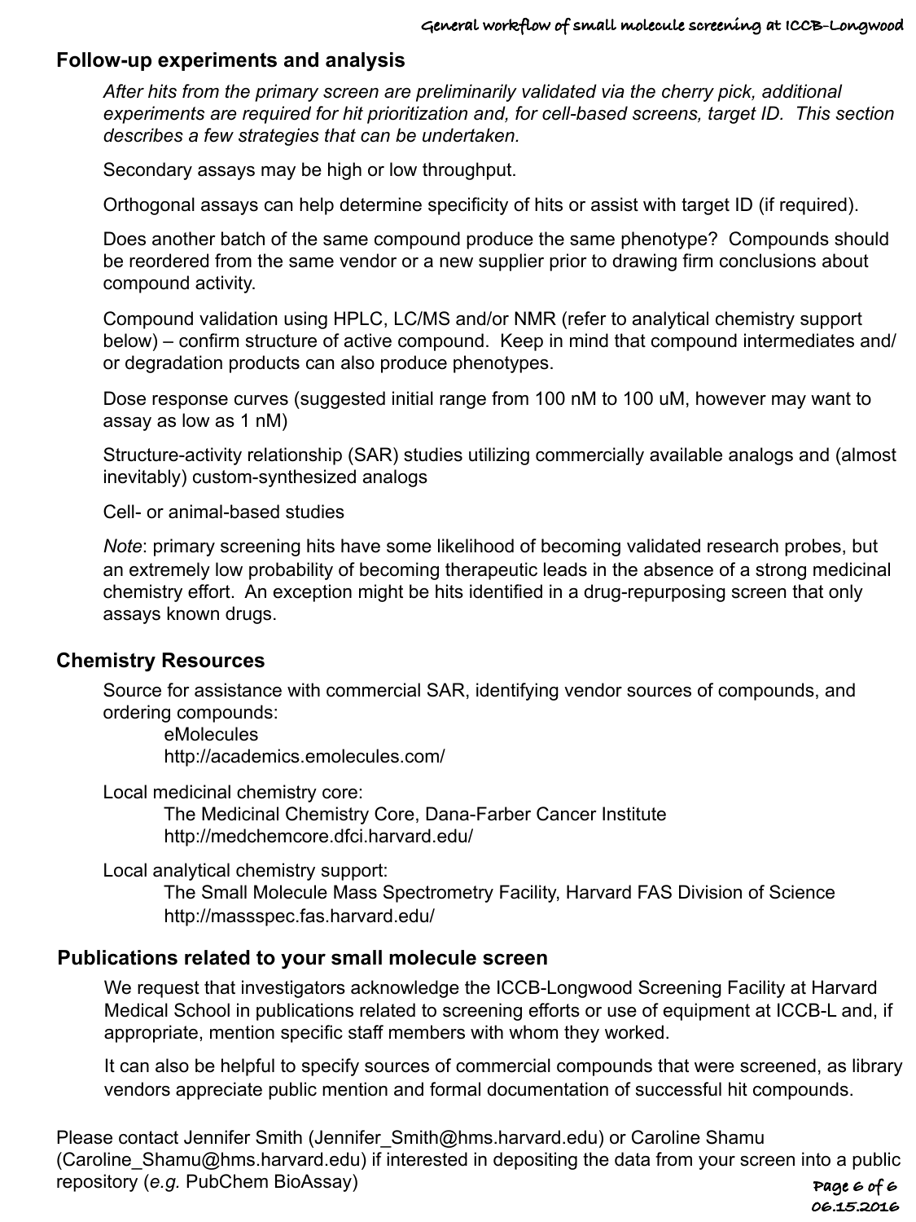## Follow-up experiments and analysis

*After hits from the primary screen are preliminarily validated via the cherry pick, additional experiments are required for hit prioritization and, for cell-based screens, target ID. This section describes a few strategies that can be undertaken.*

Secondary assays may be high or low throughput.

Orthogonal assays can help determine specificity of hits or assist with target ID (if required).

Does another batch of the same compound produce the same phenotype? Compounds should be reordered from the same vendor or a new supplier prior to drawing firm conclusions about compound activity.

Compound validation using HPLC, LC/MS and/or NMR (refer to analytical chemistry support below) – confirm structure of active compound. Keep in mind that compound intermediates and/or degradation products can also produce phenotypes.

Dose response curves (suggested initial range from 100 nM to 100 uM, however may want to assay as low as 1 nM)

Structure-activity relationship (SAR) studies utilizing commercially available analogs and (almost inevitably) custom-synthesized analogs

Cell- or animal-based studies

*Note*: primary screening hits have some likelihood of becoming validated research probes, but an extremely low probability of becoming therapeutic leads in the absence of a strong medicinal chemistry effort. An exception might be hits identified in a drug-repurposing screen that only assays known drugs.

## Chemistry Resources

Source for assistance with commercial SAR, identifying vendor sources of compounds, and ordering compounds:

eMolecules
http://academics.emolecules.com/

Local medicinal chemistry core:

The Medicinal Chemistry Core, Dana-Farber Cancer Institute
http://medchemcore.dfci.harvard.edu/

Local analytical chemistry support:

The Small Molecule Mass Spectrometry Facility, Harvard FAS Division of Science
http://massspec.fas.harvard.edu/

## Publications related to your small molecule screen

We request that investigators acknowledge the ICCB-Longwood Screening Facility at Harvard Medical School in publications related to screening efforts or use of equipment at ICCB-L and, if appropriate, mention specific staff members with whom they worked.

It can also be helpful to specify sources of commercial compounds that were screened, as library vendors appreciate public mention and formal documentation of successful hit compounds.

Please contact Jennifer Smith (Jennifer_Smith@hms.harvard.edu) or Caroline Shamu (Caroline_Shamu@hms.harvard.edu) if interested in depositing the data from your screen into a public repository (*e.g.* PubChem BioAssay)